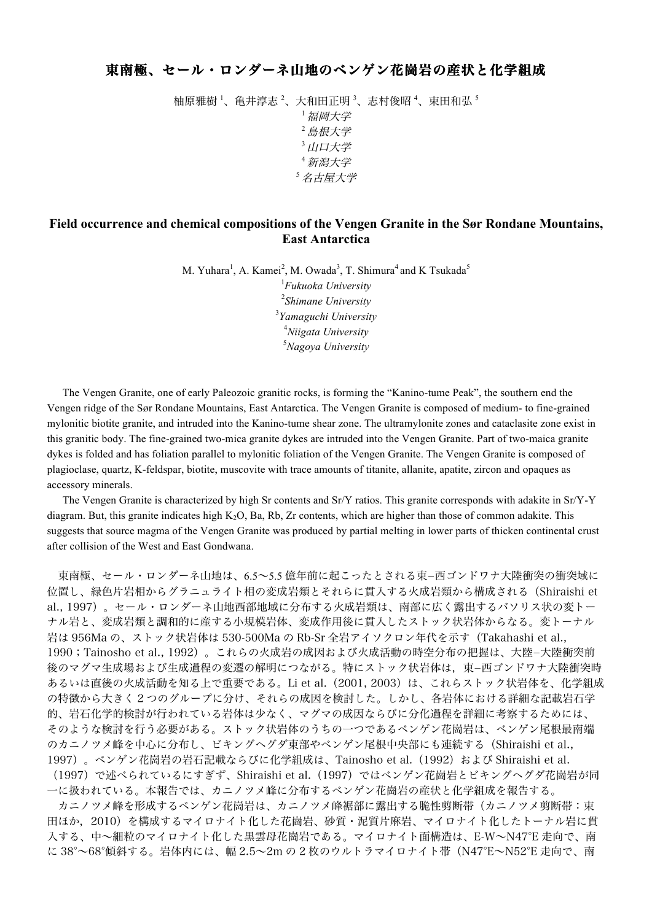# 東南極、セール・ロンダーネ山地のベンゲン花崗岩の産状と化学組成

柚原雅樹[1]、亀井淳志[2]、大和田正明[3]、志村俊昭[4]、束田和弘[5]

[1] *福岡大学*
[2] *島根大学*
[3] *山口大学*
[4] *新潟大学*
[5] *名古屋大学*

## Field occurrence and chemical compositions of the Vengen Granite in the Sør Rondane Mountains, East Antarctica

M. Yuhara[1], A. Kamei[2], M. Owada[3], T. Shimura[4] and K Tsukada[5]

[1] *Fukuoka University*
[2] *Shimane University*
[3] *Yamaguchi University*
[4] *Niigata University*
[5] *Nagoya University*

The Vengen Granite, one of early Paleozoic granitic rocks, is forming the "Kanino-tume Peak", the southern end the Vengen ridge of the Sør Rondane Mountains, East Antarctica. The Vengen Granite is composed of medium- to fine-grained mylonitic biotite granite, and intruded into the Kanino-tume shear zone. The ultramylonite zones and cataclasite zone exist in this granitic body. The fine-grained two-mica granite dykes are intruded into the Vengen Granite. Part of two-maica granite dykes is folded and has foliation parallel to mylonitic foliation of the Vengen Granite. The Vengen Granite is composed of plagioclase, quartz, K-feldspar, biotite, muscovite with trace amounts of titanite, allanite, apatite, zircon and opaques as accessory minerals.

The Vengen Granite is characterized by high Sr contents and Sr/Y ratios. This granite corresponds with adakite in Sr/Y-Y diagram. But, this granite indicates high $K_2O$, Ba, Rb, Zr contents, which are higher than those of common adakite. This suggests that source magma of the Vengen Granite was produced by partial melting in lower parts of thicken continental crust after collision of the West and East Gondwana.

東南極、セール・ロンダーネ山地は、6.5〜5.5 億年前に起こったとされる東−西ゴンドワナ大陸衝突の衝突域に位置し、緑色片岩相からグラニュライト相の変成岩類とそれらに貫入する火成岩類から構成される（Shiraishi et al., 1997）。セール・ロンダーネ山地西部地域に分布する火成岩類は、南部に広く露出するバソリス状の変トーナル岩と、変成岩類と調和的に産する小規模岩体、変成作用後に貫入したストック状岩体からなる。変トーナル岩は 956Ma の、ストック状岩体は 530-500Ma の Rb-Sr 全岩アイソクロン年代を示す（Takahashi et al., 1990；Tainosho et al., 1992）。これらの火成岩の成因および火成活動の時空分布の把握は、大陸−大陸衝突前後のマグマ生成場および生成過程の変遷の解明につながる。特にストック状岩体は，東−西ゴンドワナ大陸衝突時あるいは直後の火成活動を知る上で重要である。Li et al.（2001, 2003）は、これらストック状岩体を、化学組成の特徴から大きく２つのグループに分け、それらの成因を検討した。しかし、各岩体における詳細な記載岩石学的、岩石化学的検討が行われている岩体は少なく、マグマの成因ならびに分化過程を詳細に考察するためには、そのような検討を行う必要がある。ストック状岩体のうちの一つであるベンゲン花崗岩は、ベンゲン尾根最南端のカニノツメ峰を中心に分布し、ビキングヘグダ東部やベンゲン尾根中央部にも連続する（Shiraishi et al., 1997）。ベンゲン花崗岩の岩石記載ならびに化学組成は、Tainosho et al.（1992）および Shiraishi et al.（1997）で述べられているにすぎず、Shiraishi et al.（1997）ではベンゲン花崗岩とビキングヘグダ花崗岩が同一に扱われている。本報告では、カニノツメ峰に分布するベンゲン花崗岩の産状と化学組成を報告する。

カニノツメ峰を形成するベンゲン花崗岩は、カニノツメ峰裾部に露出する脆性剪断帯（カニノツメ剪断帯：束田ほか，2010）を構成するマイロナイト化した花崗岩、砂質・泥質片麻岩、マイロナイト化したトーナル岩に貫入する、中〜細粒のマイロナイト化した黒雲母花崗岩である。マイロナイト面構造は、E-W〜N47°E 走向で、南に 38°〜68°傾斜する。岩体内には、幅 2.5〜2m の２枚のウルトラマイロナイト帯（N47°E〜N52°E 走向で、南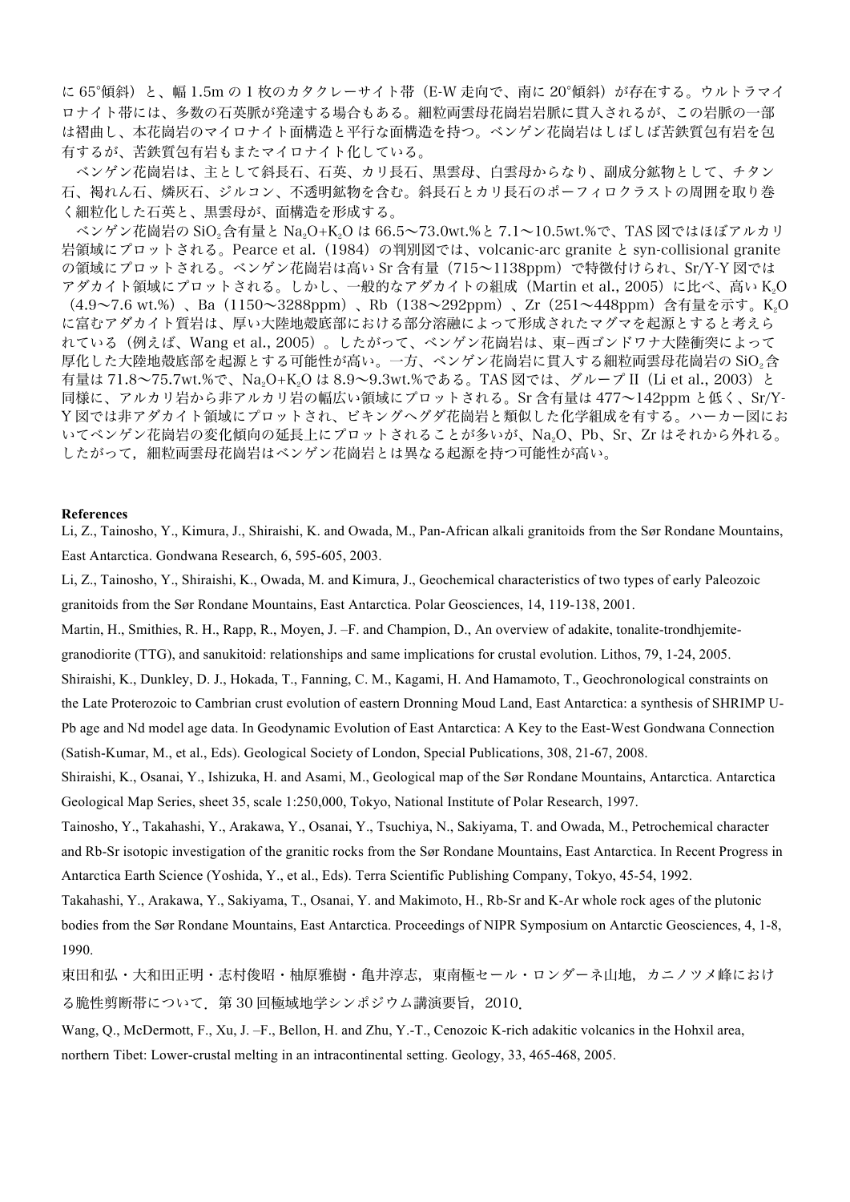に 65°傾斜）と、幅 1.5m の 1 枚のカタクレーサイト帯（E-W 走向で、南に 20°傾斜）が存在する。ウルトラマイロナイト帯には、多数の石英脈が発達する場合もある。細粒両雲母花崗岩岩脈に貫入されるが、この岩脈の一部は褶曲し、本花崗岩のマイロナイト面構造と平行な面構造を持つ。ベンゲン花崗岩はしばしば苦鉄質包有岩を包有するが、苦鉄質包有岩もまたマイロナイト化している。

ベンゲン花崗岩は、主として斜長石、石英、カリ長石、黒雲母、白雲母からなり、副成分鉱物として、チタン石、褐れん石、燐灰石、ジルコン、不透明鉱物を含む。斜長石とカリ長石のポーフィロクラストの周囲を取り巻く細粒化した石英と、黒雲母が、面構造を形成する。

ベンゲン花崗岩の $SiO_2$ 含有量と $Na_2O+K_2O$ は 66.5〜73.0wt.%と 7.1〜10.5wt.%で、TAS 図ではほぼアルカリ岩領域にプロットされる。Pearce et al.（1984）の判別図では、volcanic-arc granite と syn-collisional granite の領域にプロットされる。ベンゲン花崗岩は高い Sr 含有量（715〜1138ppm）で特徴付けられ、Sr/Y-Y 図ではアダカイト領域にプロットされる。しかし、一般的なアダカイトの組成（Martin et al., 2005）に比べ、高い $K_2O$（4.9〜7.6 wt.%）、Ba（1150〜3288ppm）、Rb（138〜292ppm）、Zr（251〜448ppm）含有量を示す。$K_2O$ に富むアダカイト質岩は、厚い大陸地殻底部における部分溶融によって形成されたマグマを起源とすると考えられている（例えば、Wang et al., 2005）。したがって、ベンゲン花崗岩は、東−西ゴンドワナ大陸衝突によって厚化した大陸地殻底部を起源とする可能性が高い。一方、ベンゲン花崗岩に貫入する細粒両雲母花崗岩の $SiO_2$ 含有量は 71.8〜75.7wt.%で、$Na_2O+K_2O$ は 8.9〜9.3wt.%である。TAS 図では、グループ II（Li et al., 2003）と同様に、アルカリ岩から非アルカリ岩の幅広い領域にプロットされる。Sr 含有量は 477〜142ppm と低く、Sr/Y-Y 図では非アダカイト領域にプロットされ、ビキングヘグダ花崗岩と類似した化学組成を有する。ハーカー図においてベンゲン花崗岩の変化傾向の延長上にプロットされることが多いが、$Na_2O$、Pb、Sr、Zr はそれから外れる。したがって，細粒両雲母花崗岩はベンゲン花崗岩とは異なる起源を持つ可能性が高い。

**References**

Li, Z., Tainosho, Y., Kimura, J., Shiraishi, K. and Owada, M., Pan-African alkali granitoids from the Sør Rondane Mountains, East Antarctica. Gondwana Research, 6, 595-605, 2003.

Li, Z., Tainosho, Y., Shiraishi, K., Owada, M. and Kimura, J., Geochemical characteristics of two types of early Paleozoic granitoids from the Sør Rondane Mountains, East Antarctica. Polar Geosciences, 14, 119-138, 2001.

Martin, H., Smithies, R. H., Rapp, R., Moyen, J. –F. and Champion, D., An overview of adakite, tonalite-trondhjemite-granodiorite (TTG), and sanukitoid: relationships and same implications for crustal evolution. Lithos, 79, 1-24, 2005.

Shiraishi, K., Dunkley, D. J., Hokada, T., Fanning, C. M., Kagami, H. And Hamamoto, T., Geochronological constraints on the Late Proterozoic to Cambrian crust evolution of eastern Dronning Moud Land, East Antarctica: a synthesis of SHRIMP U-Pb age and Nd model age data. In Geodynamic Evolution of East Antarctica: A Key to the East-West Gondwana Connection (Satish-Kumar, M., et al., Eds). Geological Society of London, Special Publications, 308, 21-67, 2008.

Shiraishi, K., Osanai, Y., Ishizuka, H. and Asami, M., Geological map of the Sør Rondane Mountains, Antarctica. Antarctica Geological Map Series, sheet 35, scale 1:250,000, Tokyo, National Institute of Polar Research, 1997.

Tainosho, Y., Takahashi, Y., Arakawa, Y., Osanai, Y., Tsuchiya, N., Sakiyama, T. and Owada, M., Petrochemical character and Rb-Sr isotopic investigation of the granitic rocks from the Sør Rondane Mountains, East Antarctica. In Recent Progress in Antarctica Earth Science (Yoshida, Y., et al., Eds). Terra Scientific Publishing Company, Tokyo, 45-54, 1992.

Takahashi, Y., Arakawa, Y., Sakiyama, T., Osanai, Y. and Makimoto, H., Rb-Sr and K-Ar whole rock ages of the plutonic bodies from the Sør Rondane Mountains, East Antarctica. Proceedings of NIPR Symposium on Antarctic Geosciences, 4, 1-8, 1990.

東田和弘・大和田正明・志村俊昭・柚原雅樹・亀井淳志，東南極セール・ロンダーネ山地，カニノツメ峰における脆性剪断帯について．第 30 回極域地学シンポジウム講演要旨，2010.

Wang, Q., McDermott, F., Xu, J. –F., Bellon, H. and Zhu, Y.-T., Cenozoic K-rich adakitic volcanics in the Hohxil area, northern Tibet: Lower-crustal melting in an intracontinental setting. Geology, 33, 465-468, 2005.